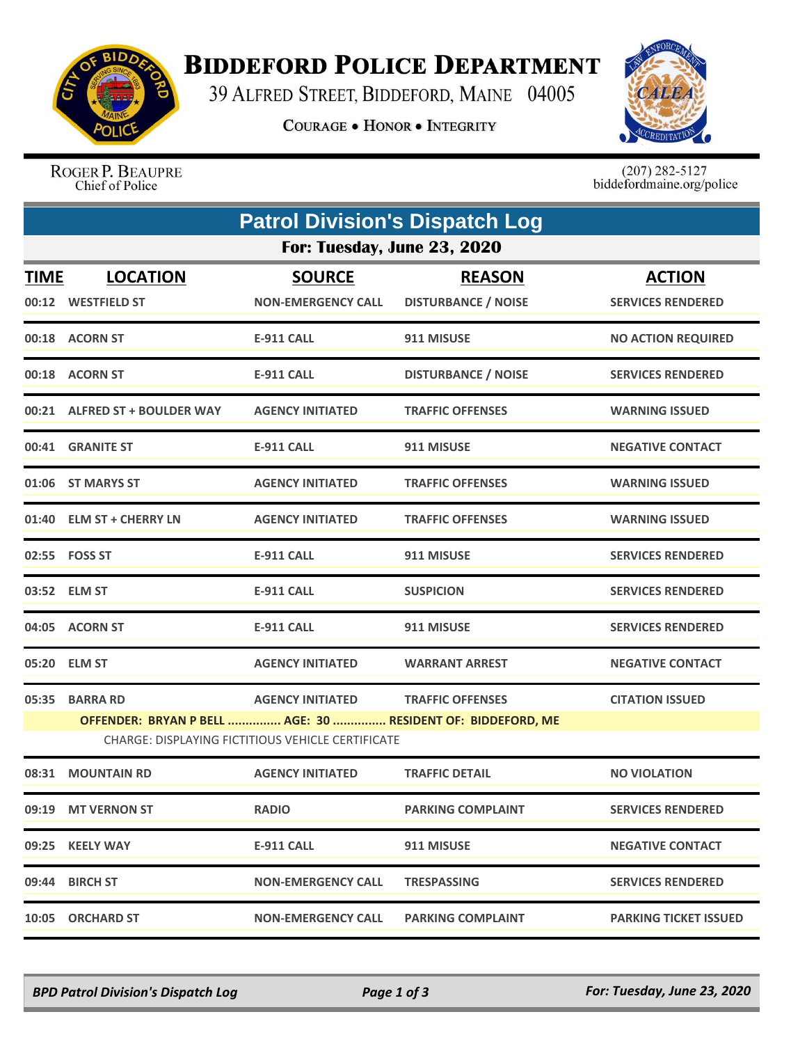# BIDDEFORD POLICE DEPARTMENT

39 ALFRED STREET, BIDDEFORD, MAINE 04005

COURAGE • HONOR • INTEGRITY

ROGER P. BEAUPRE
Chief of Police

(207) 282-5127
biddefordmaine.org/police

## Patrol Division's Dispatch Log

### For: Tuesday, June 23, 2020

| TIME | LOCATION | SOURCE | REASON | ACTION |
|---|---|---|---|---|
| 00:12 | WESTFIELD ST | NON-EMERGENCY CALL | DISTURBANCE / NOISE | SERVICES RENDERED |
| 00:18 | ACORN ST | E-911 CALL | 911 MISUSE | NO ACTION REQUIRED |
| 00:18 | ACORN ST | E-911 CALL | DISTURBANCE / NOISE | SERVICES RENDERED |
| 00:21 | ALFRED ST + BOULDER WAY | AGENCY INITIATED | TRAFFIC OFFENSES | WARNING ISSUED |
| 00:41 | GRANITE ST | E-911 CALL | 911 MISUSE | NEGATIVE CONTACT |
| 01:06 | ST MARYS ST | AGENCY INITIATED | TRAFFIC OFFENSES | WARNING ISSUED |
| 01:40 | ELM ST + CHERRY LN | AGENCY INITIATED | TRAFFIC OFFENSES | WARNING ISSUED |
| 02:55 | FOSS ST | E-911 CALL | 911 MISUSE | SERVICES RENDERED |
| 03:52 | ELM ST | E-911 CALL | SUSPICION | SERVICES RENDERED |
| 04:05 | ACORN ST | E-911 CALL | 911 MISUSE | SERVICES RENDERED |
| 05:20 | ELM ST | AGENCY INITIATED | WARRANT ARREST | NEGATIVE CONTACT |
| 05:35 | BARRA RD | AGENCY INITIATED | TRAFFIC OFFENSES | CITATION ISSUED |
| | OFFENDER: BRYAN P BELL ............... AGE: 30 ............... RESIDENT OF: BIDDEFORD, ME<br>CHARGE: DISPLAYING FICTITIOUS VEHICLE CERTIFICATE | | | |
| 08:31 | MOUNTAIN RD | AGENCY INITIATED | TRAFFIC DETAIL | NO VIOLATION |
| 09:19 | MT VERNON ST | RADIO | PARKING COMPLAINT | SERVICES RENDERED |
| 09:25 | KEELY WAY | E-911 CALL | 911 MISUSE | NEGATIVE CONTACT |
| 09:44 | BIRCH ST | NON-EMERGENCY CALL | TRESPASSING | SERVICES RENDERED |
| 10:05 | ORCHARD ST | NON-EMERGENCY CALL | PARKING COMPLAINT | PARKING TICKET ISSUED |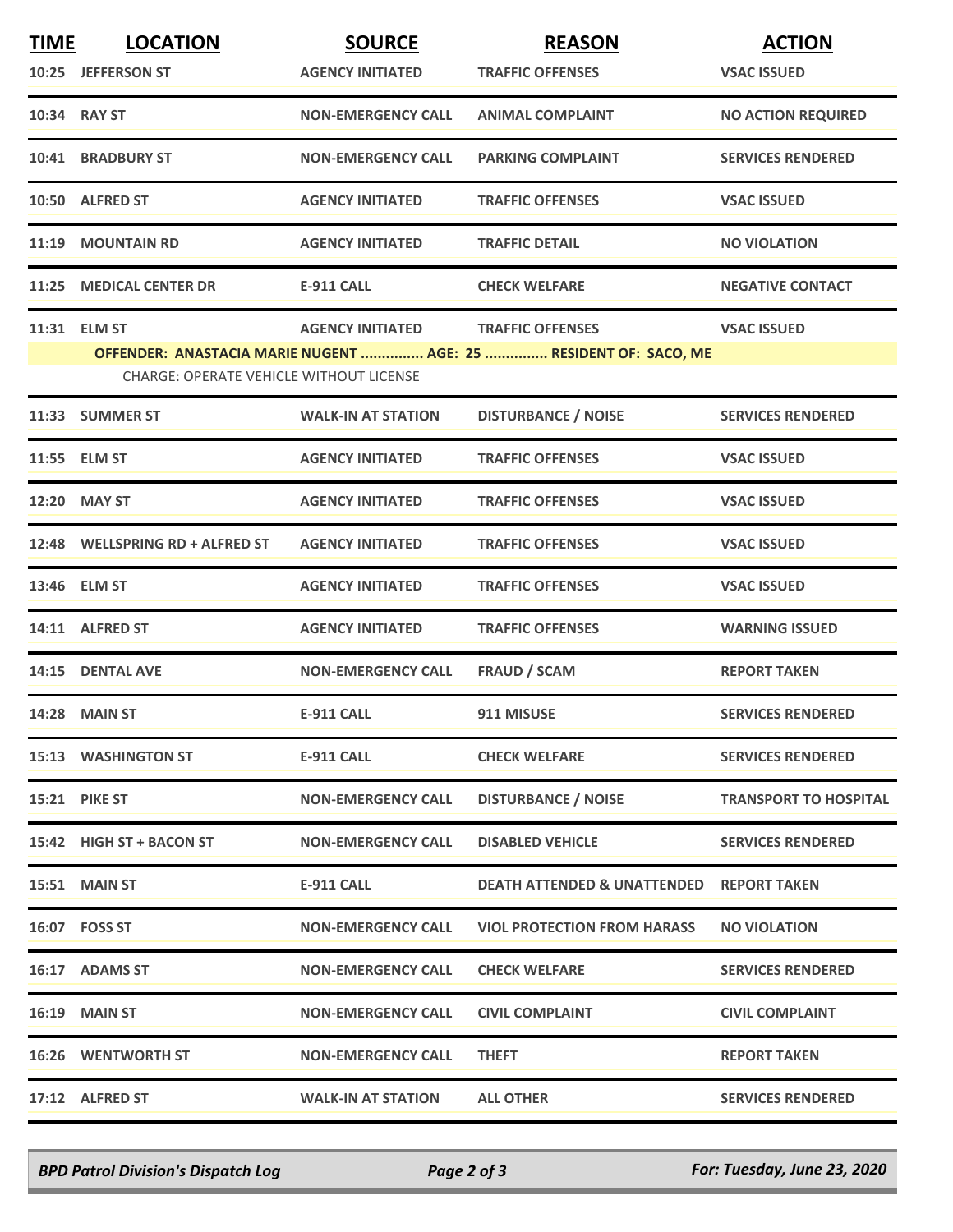| TIME | LOCATION | SOURCE | REASON | ACTION |
|---|---|---|---|---|
| 10:25 | JEFFERSON ST | AGENCY INITIATED | TRAFFIC OFFENSES | VSAC ISSUED |
| 10:34 | RAY ST | NON-EMERGENCY CALL | ANIMAL COMPLAINT | NO ACTION REQUIRED |
| 10:41 | BRADBURY ST | NON-EMERGENCY CALL | PARKING COMPLAINT | SERVICES RENDERED |
| 10:50 | ALFRED ST | AGENCY INITIATED | TRAFFIC OFFENSES | VSAC ISSUED |
| 11:19 | MOUNTAIN RD | AGENCY INITIATED | TRAFFIC DETAIL | NO VIOLATION |
| 11:25 | MEDICAL CENTER DR | E-911 CALL | CHECK WELFARE | NEGATIVE CONTACT |
| 11:31 | ELM ST | AGENCY INITIATED | TRAFFIC OFFENSES | VSAC ISSUED |
| | **OFFENDER: ANASTACIA MARIE NUGENT ............... AGE: 25 ............... RESIDENT OF: SACO, ME** | | | |
| | CHARGE: OPERATE VEHICLE WITHOUT LICENSE | | | |
| 11:33 | SUMMER ST | WALK-IN AT STATION | DISTURBANCE / NOISE | SERVICES RENDERED |
| 11:55 | ELM ST | AGENCY INITIATED | TRAFFIC OFFENSES | VSAC ISSUED |
| 12:20 | MAY ST | AGENCY INITIATED | TRAFFIC OFFENSES | VSAC ISSUED |
| 12:48 | WELLSPRING RD + ALFRED ST | AGENCY INITIATED | TRAFFIC OFFENSES | VSAC ISSUED |
| 13:46 | ELM ST | AGENCY INITIATED | TRAFFIC OFFENSES | VSAC ISSUED |
| 14:11 | ALFRED ST | AGENCY INITIATED | TRAFFIC OFFENSES | WARNING ISSUED |
| 14:15 | DENTAL AVE | NON-EMERGENCY CALL | FRAUD / SCAM | REPORT TAKEN |
| 14:28 | MAIN ST | E-911 CALL | 911 MISUSE | SERVICES RENDERED |
| 15:13 | WASHINGTON ST | E-911 CALL | CHECK WELFARE | SERVICES RENDERED |
| 15:21 | PIKE ST | NON-EMERGENCY CALL | DISTURBANCE / NOISE | TRANSPORT TO HOSPITAL |
| 15:42 | HIGH ST + BACON ST | NON-EMERGENCY CALL | DISABLED VEHICLE | SERVICES RENDERED |
| 15:51 | MAIN ST | E-911 CALL | DEATH ATTENDED & UNATTENDED | REPORT TAKEN |
| 16:07 | FOSS ST | NON-EMERGENCY CALL | VIOL PROTECTION FROM HARASS | NO VIOLATION |
| 16:17 | ADAMS ST | NON-EMERGENCY CALL | CHECK WELFARE | SERVICES RENDERED |
| 16:19 | MAIN ST | NON-EMERGENCY CALL | CIVIL COMPLAINT | CIVIL COMPLAINT |
| 16:26 | WENTWORTH ST | NON-EMERGENCY CALL | THEFT | REPORT TAKEN |
| 17:12 | ALFRED ST | WALK-IN AT STATION | ALL OTHER | SERVICES RENDERED |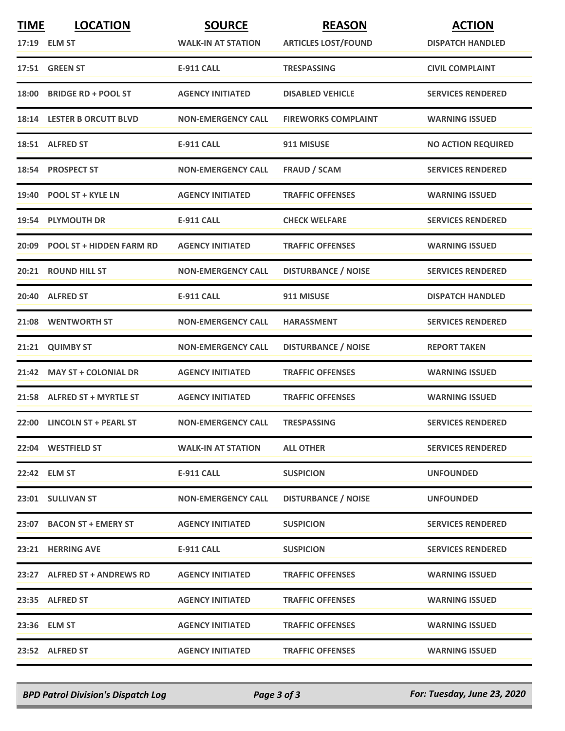| TIME | LOCATION | SOURCE | REASON | ACTION |
|---|---|---|---|---|
| 17:19 | ELM ST | WALK-IN AT STATION | ARTICLES LOST/FOUND | DISPATCH HANDLED |
| 17:51 | GREEN ST | E-911 CALL | TRESPASSING | CIVIL COMPLAINT |
| 18:00 | BRIDGE RD + POOL ST | AGENCY INITIATED | DISABLED VEHICLE | SERVICES RENDERED |
| 18:14 | LESTER B ORCUTT BLVD | NON-EMERGENCY CALL | FIREWORKS COMPLAINT | WARNING ISSUED |
| 18:51 | ALFRED ST | E-911 CALL | 911 MISUSE | NO ACTION REQUIRED |
| 18:54 | PROSPECT ST | NON-EMERGENCY CALL | FRAUD / SCAM | SERVICES RENDERED |
| 19:40 | POOL ST + KYLE LN | AGENCY INITIATED | TRAFFIC OFFENSES | WARNING ISSUED |
| 19:54 | PLYMOUTH DR | E-911 CALL | CHECK WELFARE | SERVICES RENDERED |
| 20:09 | POOL ST + HIDDEN FARM RD | AGENCY INITIATED | TRAFFIC OFFENSES | WARNING ISSUED |
| 20:21 | ROUND HILL ST | NON-EMERGENCY CALL | DISTURBANCE / NOISE | SERVICES RENDERED |
| 20:40 | ALFRED ST | E-911 CALL | 911 MISUSE | DISPATCH HANDLED |
| 21:08 | WENTWORTH ST | NON-EMERGENCY CALL | HARASSMENT | SERVICES RENDERED |
| 21:21 | QUIMBY ST | NON-EMERGENCY CALL | DISTURBANCE / NOISE | REPORT TAKEN |
| 21:42 | MAY ST + COLONIAL DR | AGENCY INITIATED | TRAFFIC OFFENSES | WARNING ISSUED |
| 21:58 | ALFRED ST + MYRTLE ST | AGENCY INITIATED | TRAFFIC OFFENSES | WARNING ISSUED |
| 22:00 | LINCOLN ST + PEARL ST | NON-EMERGENCY CALL | TRESPASSING | SERVICES RENDERED |
| 22:04 | WESTFIELD ST | WALK-IN AT STATION | ALL OTHER | SERVICES RENDERED |
| 22:42 | ELM ST | E-911 CALL | SUSPICION | UNFOUNDED |
| 23:01 | SULLIVAN ST | NON-EMERGENCY CALL | DISTURBANCE / NOISE | UNFOUNDED |
| 23:07 | BACON ST + EMERY ST | AGENCY INITIATED | SUSPICION | SERVICES RENDERED |
| 23:21 | HERRING AVE | E-911 CALL | SUSPICION | SERVICES RENDERED |
| 23:27 | ALFRED ST + ANDREWS RD | AGENCY INITIATED | TRAFFIC OFFENSES | WARNING ISSUED |
| 23:35 | ALFRED ST | AGENCY INITIATED | TRAFFIC OFFENSES | WARNING ISSUED |
| 23:36 | ELM ST | AGENCY INITIATED | TRAFFIC OFFENSES | WARNING ISSUED |
| 23:52 | ALFRED ST | AGENCY INITIATED | TRAFFIC OFFENSES | WARNING ISSUED |